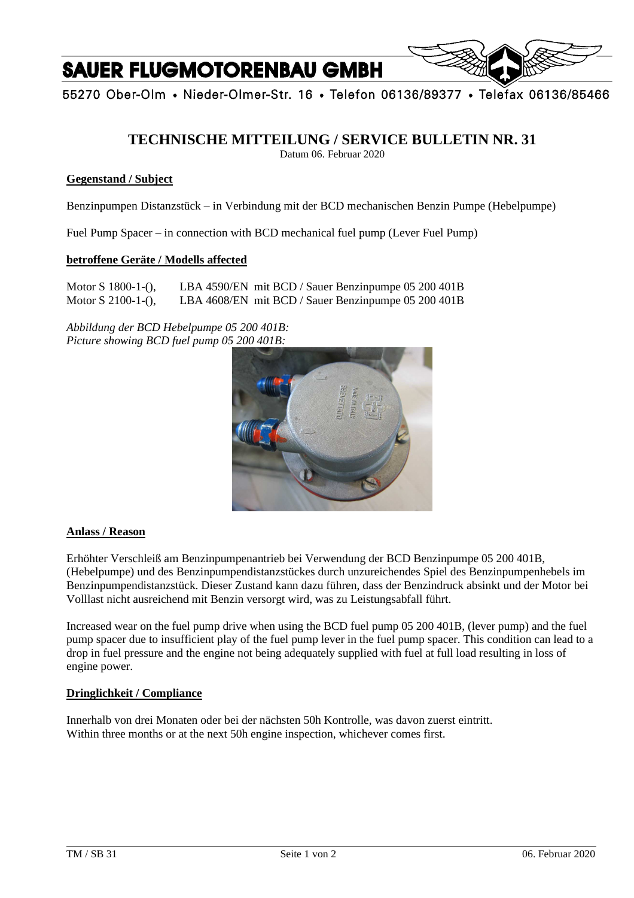# SAUER FLUGMOTORENBAU GMBH

55270 Ober-Olm • Nieder-Olmer-Str. 16 • Telefon 06136/89377 • Telefax 06136/85466

## TECHNISCHE MITTEILUNG / SERVICE BULLETIN NR. 31

Datum 06. Februar 2020

### Gegenstand / Subject

Benzinpumpen Distanzstück – in Verbindung mit der BCD mechanischen Benzin Pumpe (Hebelpumpe)

Fuel Pump Spacer – in connection with BCD mechanical fuel pump (Lever Fuel Pump)

### betroffene Geräte / Modells affected

Motor S 1800-1-(), LBA 4590/EN mit BCD / Sauer Benzinpumpe 05 200 401B
Motor S 2100-1-(), LBA 4608/EN mit BCD / Sauer Benzinpumpe 05 200 401B

*Abbildung der BCD Hebelpumpe 05 200 401B:*
*Picture showing BCD fuel pump 05 200 401B:*

### Anlass / Reason

Erhöhter Verschleiß am Benzinpumpenantrieb bei Verwendung der BCD Benzinpumpe 05 200 401B, (Hebelpumpe) und des Benzinpumpendistanzstückes durch unzureichendes Spiel des Benzinpumpenhebels im Benzinpumpendistanzstück. Dieser Zustand kann dazu führen, dass der Benzindruck absinkt und der Motor bei Volllast nicht ausreichend mit Benzin versorgt wird, was zu Leistungsabfall führt.

Increased wear on the fuel pump drive when using the BCD fuel pump 05 200 401B, (lever pump) and the fuel pump spacer due to insufficient play of the fuel pump lever in the fuel pump spacer. This condition can lead to a drop in fuel pressure and the engine not being adequately supplied with fuel at full load resulting in loss of engine power.

### Dringlichkeit / Compliance

Innerhalb von drei Monaten oder bei der nächsten 50h Kontrolle, was davon zuerst eintritt.
Within three months or at the next 50h engine inspection, whichever comes first.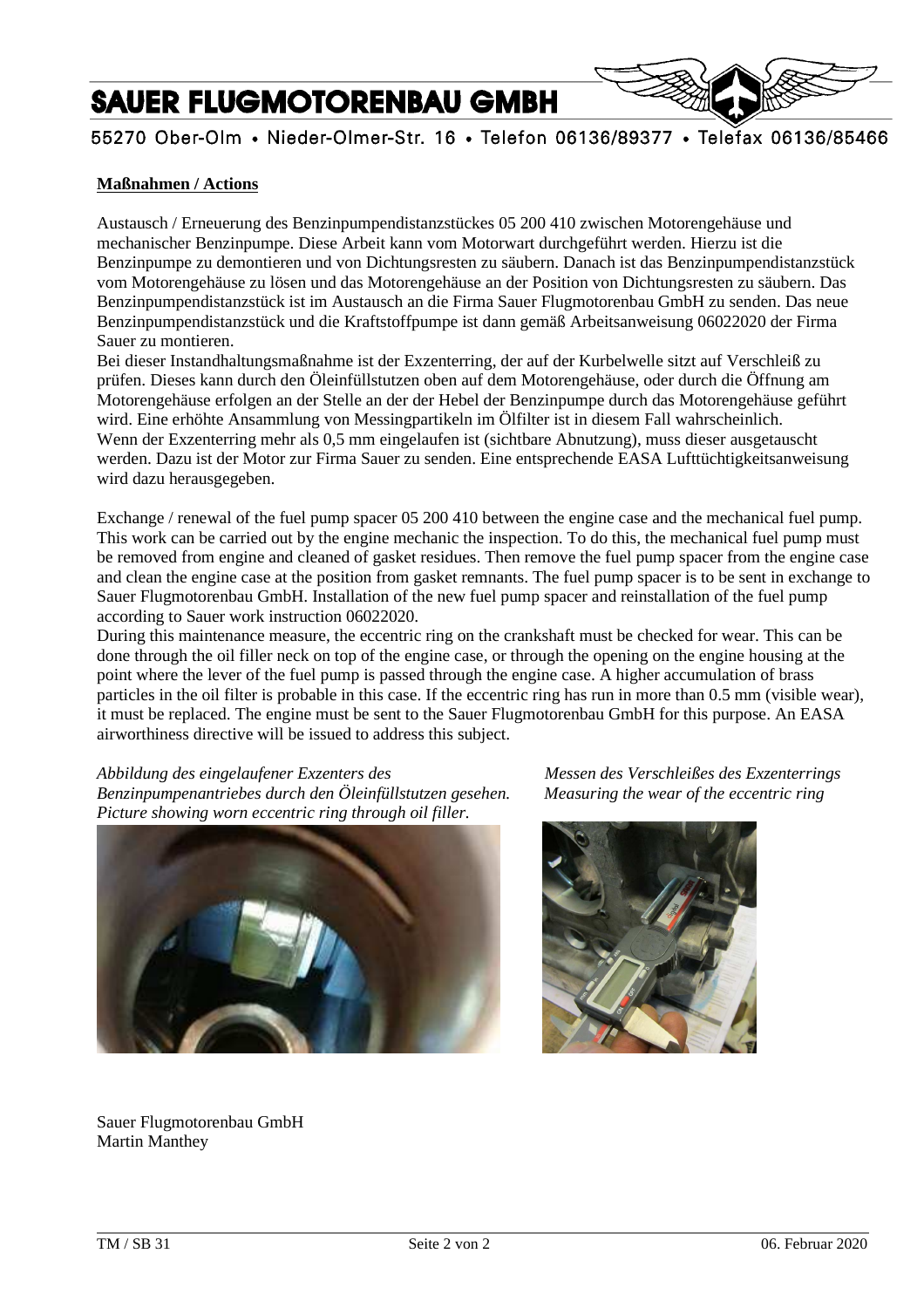**Maßnahmen / Actions**

Austausch / Erneuerung des Benzinpumpendistanzstückes 05 200 410 zwischen Motorengehäuse und mechanischer Benzinpumpe. Diese Arbeit kann vom Motorwart durchgeführt werden. Hierzu ist die Benzinpumpe zu demontieren und von Dichtungsresten zu säubern. Danach ist das Benzinpumpendistanzstück vom Motorengehäuse zu lösen und das Motorengehäuse an der Position von Dichtungsresten zu säubern. Das Benzinpumpendistanzstück ist im Austausch an die Firma Sauer Flugmotorenbau GmbH zu senden. Das neue Benzinpumpendistanzstück und die Kraftstoffpumpe ist dann gemäß Arbeitsanweisung 06022020 der Firma Sauer zu montieren.
Bei dieser Instandhaltungsmaßnahme ist der Exzenterring, der auf der Kurbelwelle sitzt auf Verschleiß zu prüfen. Dieses kann durch den Öleinfüllstutzen oben auf dem Motorengehäuse, oder durch die Öffnung am Motorengehäuse erfolgen an der Stelle an der der Hebel der Benzinpumpe durch das Motorengehäuse geführt wird. Eine erhöhte Ansammlung von Messingpartikeln im Ölfilter ist in diesem Fall wahrscheinlich.
Wenn der Exzenterring mehr als 0,5 mm eingelaufen ist (sichtbare Abnutzung), muss dieser ausgetauscht werden. Dazu ist der Motor zur Firma Sauer zu senden. Eine entsprechende EASA Lufttüchtigkeitsanweisung wird dazu herausgegeben.

Exchange / renewal of the fuel pump spacer 05 200 410 between the engine case and the mechanical fuel pump. This work can be carried out by the engine mechanic the inspection. To do this, the mechanical fuel pump must be removed from engine and cleaned of gasket residues. Then remove the fuel pump spacer from the engine case and clean the engine case at the position from gasket remnants. The fuel pump spacer is to be sent in exchange to Sauer Flugmotorenbau GmbH. Installation of the new fuel pump spacer and reinstallation of the fuel pump according to Sauer work instruction 06022020.
During this maintenance measure, the eccentric ring on the crankshaft must be checked for wear. This can be done through the oil filler neck on top of the engine case, or through the opening on the engine housing at the point where the lever of the fuel pump is passed through the engine case. A higher accumulation of brass particles in the oil filter is probable in this case. If the eccentric ring has run in more than 0.5 mm (visible wear), it must be replaced. The engine must be sent to the Sauer Flugmotorenbau GmbH for this purpose. An EASA airworthiness directive will be issued to address this subject.

*Abbildung des eingelaufener Exzenters des Benzinpumpenantriebes durch den Öleinfüllstutzen gesehen.*
*Picture showing worn eccentric ring through oil filler.*

*Messen des Verschleißes des Exzenterrings*
*Measuring the wear of the eccentric ring*

Sauer Flugmotorenbau GmbH
Martin Manthey